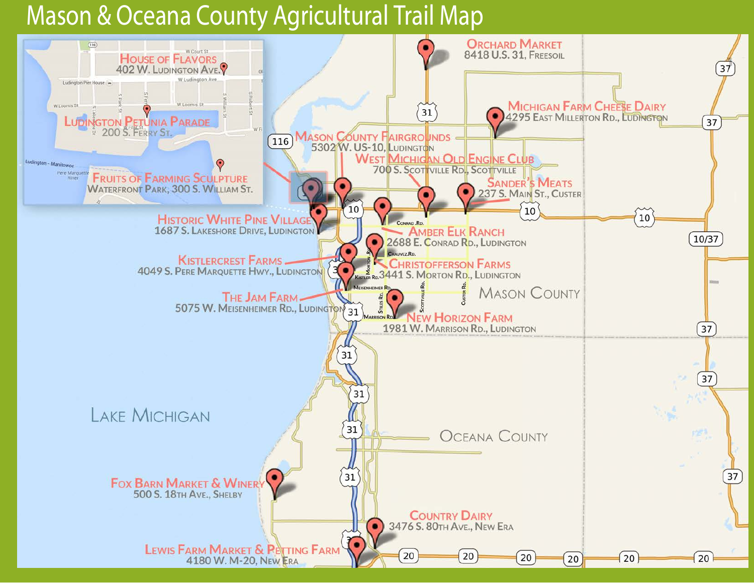# Mason & Oceana County Agricultural Trail Map

**House of Flavors**
402 W. Ludington Ave.

**Ludington Petunia Parade**
200 S. Ferry St.

**Fruits of Farming Sculpture**
Waterfront Park, 300 S. William St.

**Orchard Market**
8418 U.S. 31, Freesoil

**Michigan Farm Cheese Dairy**
4295 East Millerton Rd., Ludington

**Mason County Fairgrounds**
5302 W. US-10, Ludington

**West Michigan Old Engine Club**
700 S. Scottville Rd., Scottville

**Sander's Meats**
237 S. Main St., Custer

**Historic White Pine Village**
1687 S. Lakeshore Drive, Ludington

**Amber Elk Ranch**
2688 E. Conrad Rd., Ludington

**Kistlercrest Farms**
4049 S. Pere Marquette Hwy., Ludington

**Christofferson Farms**
3441 S. Morton Rd., Ludington

**The Jam Farm**
5075 W. Meisenheimer Rd., Ludington

**New Horizon Farm**
1981 W. Marrison Rd., Ludington

**Fox Barn Market & Winery**
500 S. 18th Ave., Shelby

**Country Dairy**
3476 S. 80th Ave., New Era

**Lewis Farm Market & Petting Farm**
4180 W. M-20, New Era

Mason County

Oceana County

Lake Michigan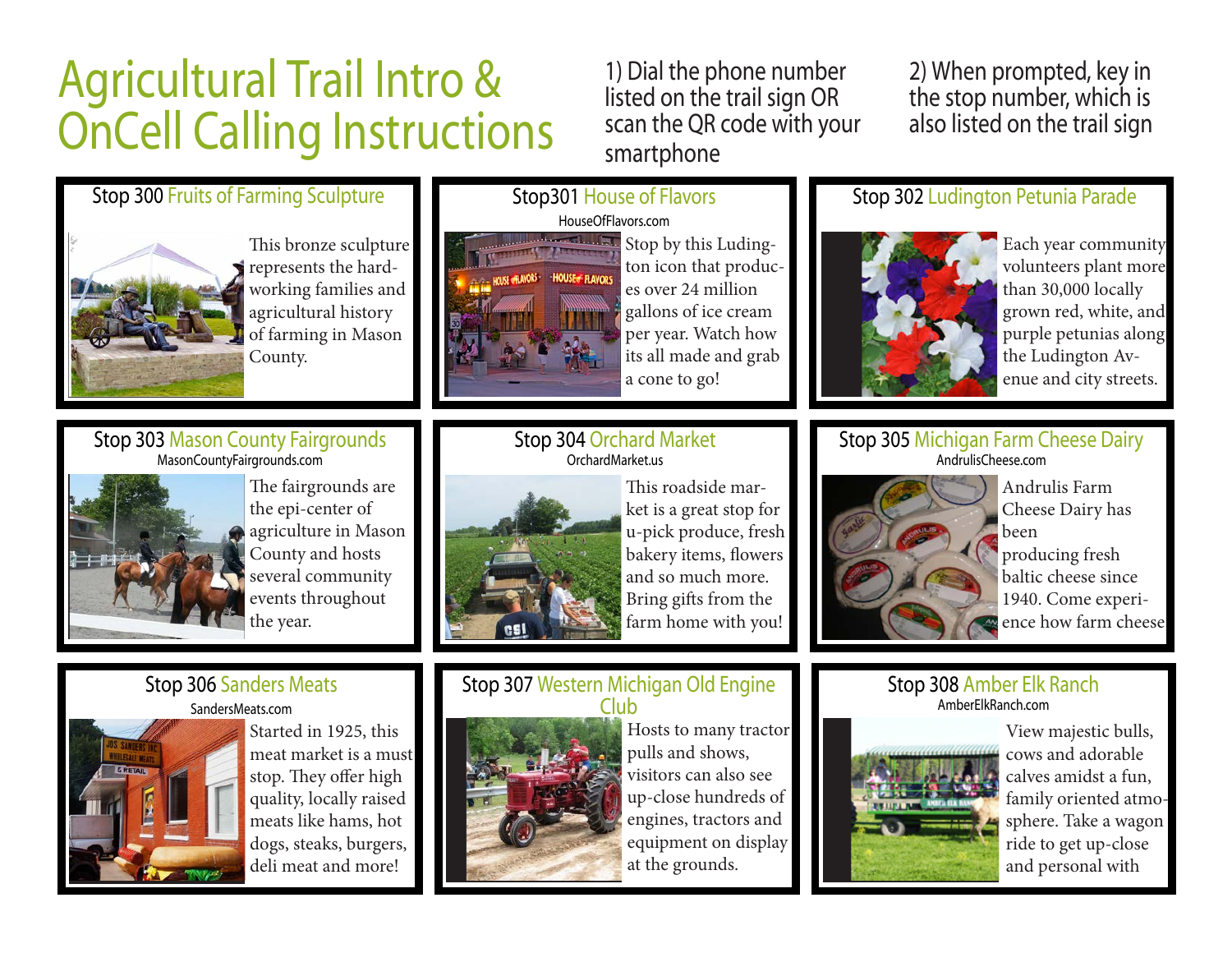# Agricultural Trail Intro & OnCell Calling Instructions

1) Dial the phone number listed on the trail sign OR scan the QR code with your smartphone

2) When prompted, key in the stop number, which is also listed on the trail sign

## Stop 300 Fruits of Farming Sculpture

This bronze sculpture represents the hard-working families and agricultural history of farming in Mason County.

## Stop301 House of Flavors

HouseOfFlavors.com

Stop by this Ludington icon that produces over 24 million gallons of ice cream per year. Watch how its all made and grab a cone to go!

## Stop 302 Ludington Petunia Parade

Each year community volunteers plant more than 30,000 locally grown red, white, and purple petunias along the Ludington Avenue and city streets.

## Stop 303 Mason County Fairgrounds

MasonCountyFairgrounds.com

The fairgrounds are the epi-center of agriculture in Mason County and hosts several community events throughout the year.

## Stop 304 Orchard Market

OrchardMarket.us

This roadside market is a great stop for u-pick produce, fresh bakery items, flowers and so much more. Bring gifts from the farm home with you!

## Stop 305 Michigan Farm Cheese Dairy

AndrulisCheese.com

Andrulis Farm Cheese Dairy has been producing fresh baltic cheese since 1940. Come experience how farm cheese

## Stop 306 Sanders Meats

SandersMeats.com

Started in 1925, this meat market is a must stop. They offer high quality, locally raised meats like hams, hot dogs, steaks, burgers, deli meat and more!

## Stop 307 Western Michigan Old Engine Club

Hosts to many tractor pulls and shows, visitors can also see up-close hundreds of engines, tractors and equipment on display at the grounds.

## Stop 308 Amber Elk Ranch

AmberElkRanch.com

View majestic bulls, cows and adorable calves amidst a fun, family oriented atmosphere. Take a wagon ride to get up-close and personal with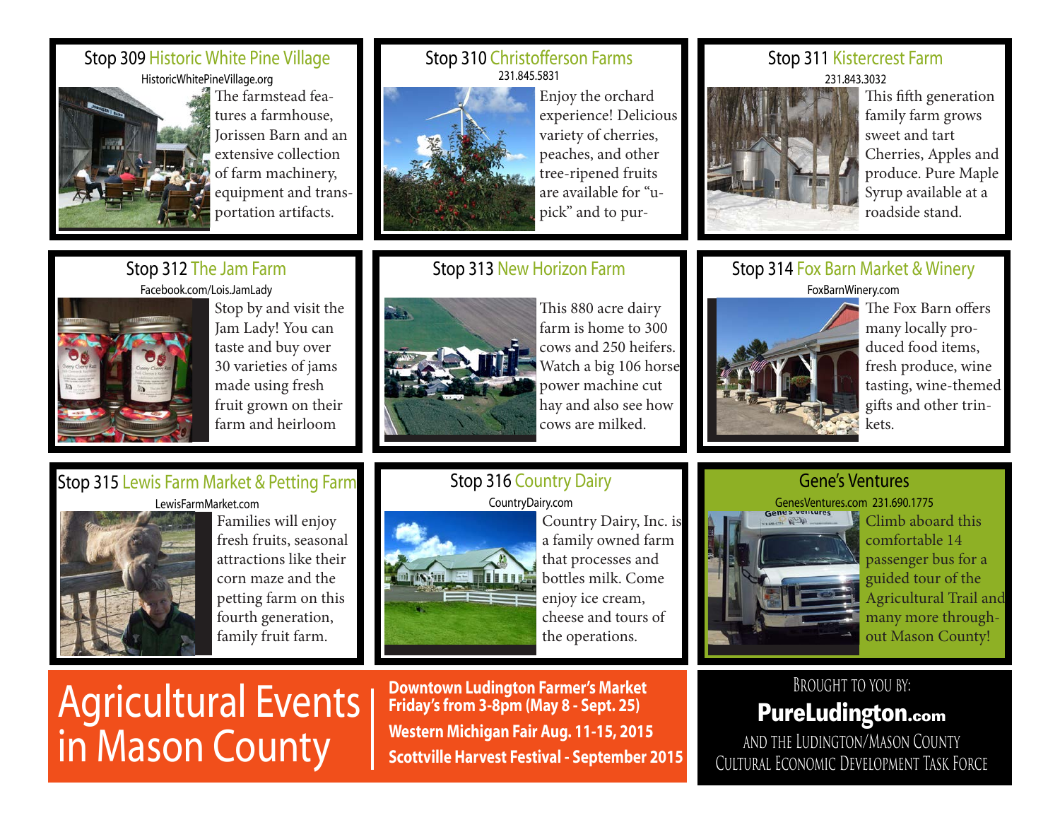## Stop 309 Historic White Pine Village

HistoricWhitePineVillage.org

The farmstead features a farmhouse, Jorissen Barn and an extensive collection of farm machinery, equipment and transportation artifacts.

## Stop 310 Christofferson Farms

231.845.5831

Enjoy the orchard experience! Delicious variety of cherries, peaches, and other tree-ripened fruits are available for "u-pick" and to pur-

## Stop 311 Kistercrest Farm

231.843.3032

This fifth generation family farm grows sweet and tart Cherries, Apples and produce. Pure Maple Syrup available at a roadside stand.

## Stop 312 The Jam Farm

Facebook.com/Lois.JamLady

Stop by and visit the Jam Lady! You can taste and buy over 30 varieties of jams made using fresh fruit grown on their farm and heirloom

## Stop 313 New Horizon Farm

This 880 acre dairy farm is home to 300 cows and 250 heifers. Watch a big 106 horse power machine cut hay and also see how cows are milked.

## Stop 314 Fox Barn Market & Winery

FoxBarnWinery.com

The Fox Barn offers many locally produced food items, fresh produce, wine tasting, wine-themed gifts and other trinkets.

## Stop 315 Lewis Farm Market & Petting Farm

LewisFarmMarket.com

Families will enjoy fresh fruits, seasonal attractions like their corn maze and the petting farm on this fourth generation, family fruit farm.

## Stop 316 Country Dairy

CountryDairy.com

Country Dairy, Inc. is a family owned farm that processes and bottles milk. Come enjoy ice cream, cheese and tours of the operations.

## Gene's Ventures

GenesVentures.com 231.690.1775

Climb aboard this comfortable 14 passenger bus for a guided tour of the Agricultural Trail and many more throughout Mason County!

# Agricultural Events in Mason County

**Downtown Ludington Farmer's Market Friday's from 3-8pm (May 8 - Sept. 25)**

**Western Michigan Fair Aug. 11-15, 2015**

**Scottville Harvest Festival - September 2015**

BROUGHT TO YOU BY:

**PureLudington.com**

AND THE LUDINGTON/MASON COUNTY CULTURAL ECONOMIC DEVELOPMENT TASK FORCE